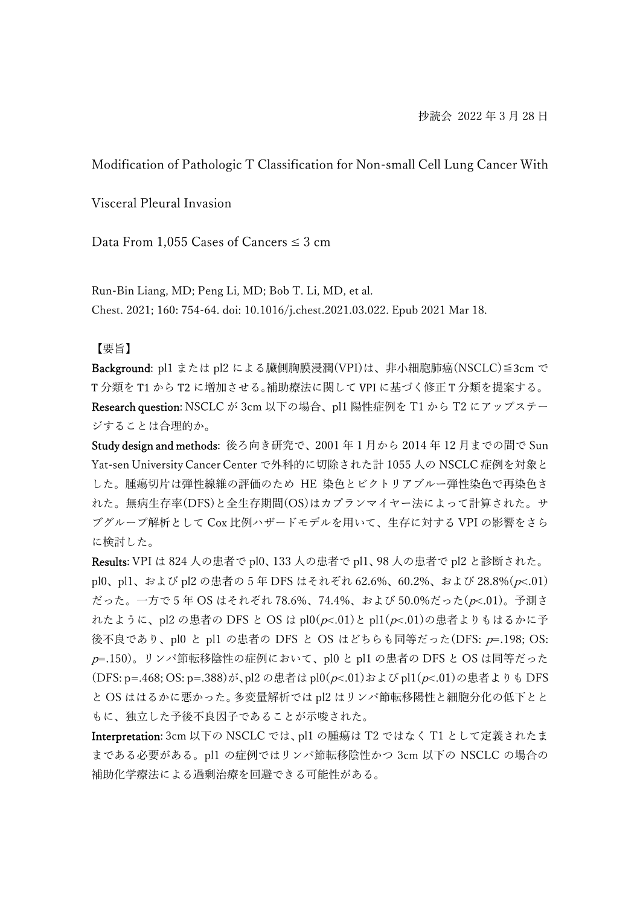抄読会 2022 年 3 月 28 日

# Modification of Pathologic T Classification for Non-small Cell Lung Cancer With Visceral Pleural Invasion

## Data From 1,055 Cases of Cancers ≤ 3 cm

Run-Bin Liang, MD; Peng Li, MD; Bob T. Li, MD, et al.
Chest. 2021; 160: 754-64. doi: 10.1016/j.chest.2021.03.022. Epub 2021 Mar 18.

【要旨】

**Background**: pl1 または pl2 による臓側胸膜浸潤(VPI)は、非小細胞肺癌(NSCLC)≦3cm で T 分類を T1 から T2 に増加させる。補助療法に関して VPI に基づく修正 T 分類を提案する。

**Research question**: NSCLC が 3cm 以下の場合、pl1 陽性症例を T1 から T2 にアップステージすることは合理的か。

**Study design and methods**: 後ろ向き研究で、2001 年 1 月から 2014 年 12 月までの間で Sun Yat-sen University Cancer Center で外科的に切除された計 1055 人の NSCLC 症例を対象とした。腫瘍切片は弾性線維の評価のため HE 染色とビクトリアブルー弾性染色で再染色された。無病生存率(DFS)と全生存期間(OS)はカプランマイヤー法によって計算された。サブグループ解析として Cox 比例ハザードモデルを用いて、生存に対する VPI の影響をさらに検討した。

**Results**: VPI は 824 人の患者で pl0、133 人の患者で pl1、98 人の患者で pl2 と診断された。pl0、pl1、および pl2 の患者の 5 年 DFS はそれぞれ 62.6%、60.2%、および 28.8%($p$<.01)だった。一方で 5 年 OS はそれぞれ 78.6%、74.4%、および 50.0%だった($p$<.01)。予測されたように、pl2 の患者の DFS と OS は pl0($p$<.01)と pl1($p$<.01)の患者よりもはるかに予後不良であり、pl0 と pl1 の患者の DFS と OS はどちらも同等だった(DFS: $p$=.198; OS: $p$=.150)。リンパ節転移陰性の症例において、pl0 と pl1 の患者の DFS と OS は同等だった(DFS: p=.468; OS: p=.388)が、pl2 の患者は pl0($p$<.01)および pl1($p$<.01)の患者よりも DFS と OS ははるかに悪かった。多変量解析では pl2 はリンパ節転移陽性と細胞分化の低下とともに、独立した予後不良因子であることが示唆された。

**Interpretation**: 3cm 以下の NSCLC では、pl1 の腫瘍は T2 ではなく T1 として定義されたままである必要がある。pl1 の症例ではリンパ節転移陰性かつ 3cm 以下の NSCLC の場合の補助化学療法による過剰治療を回避できる可能性がある。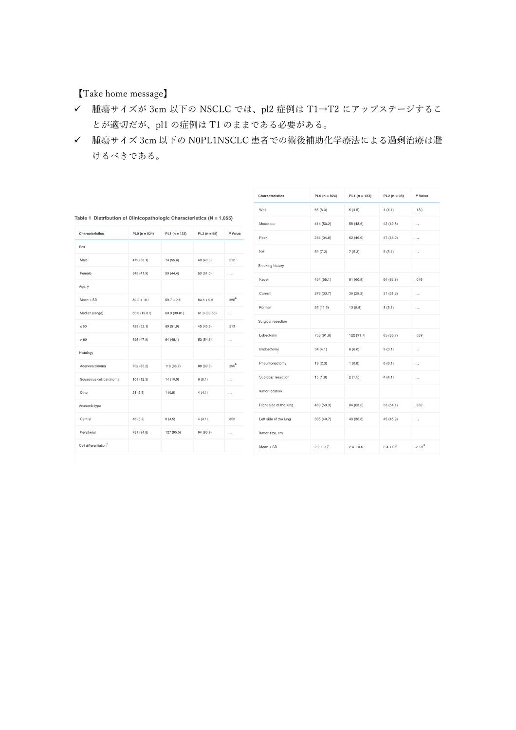【Take home message】

- ✓ 腫瘍サイズが 3cm 以下の NSCLC では、pl2 症例は T1→T2 にアップステージすることが適切だが、pl1 の症例は T1 のままである必要がある。
- ✓ 腫瘍サイズ 3cm 以下の N0PL1NSCLC 患者での術後補助化学療法による過剰治療は避けるべきである。

Table 1 Distribution of Clinicopathologic Characteristics (N = 1,055)

| Characteristics | PL0 (n = 824) | PL1 (n = 133) | PL2 (n = 98) | P Value |
|---|---|---|---|---|
| Sex | | | | |
| Male | 479 (58.1) | 74 (55.6) | 48 (49.0) | .212 |
| Female | 345 (41.9) | 59 (44.4) | 50 (51.0) | ... |
| Age, y | | | | |
| Mean ± SD | 59.2 ± 10.1 | 59.7 ± 9.8 | 60.4 ± 9.6 | .565[a] |
| Median (range) | 60.0 (19-81) | 60.0 (39-81) | 61.0 (39-83) | ... |
| ≤ 60 | 429 (52.1) | 69 (51.9) | 45 (45.9) | .513 |
| > 60 | 395 (47.9) | 64 (48.1) | 53 (54.1) | ... |
| Histology | | | | |
| Adenocarcinoma | 702 (85.2) | 118 (88.7) | 88 (89.8) | .295[b] |
| Squamous cell carcinoma | 101 (12.3) | 14 (10.5) | 6 (6.1) | ... |
| Other | 21 (2.5) | 1 (0.8) | 4 (4.1) | ... |
| Anatomic type | | | | |
| Central | 43 (5.2) | 6 (4.5) | 4 (4.1) | .852 |
| Peripheral | 781 (94.8) | 127 (95.5) | 94 (95.9) | ... |
| Cell differentiation[c] | | | | |
| Well | 66 (8.0) | 6 (4.5) | 4 (4.1) | .130 |
| Moderate | 414 (50.2) | 58 (43.6) | 42 (42.8) | ... |
| Poor | 285 (34.6) | 62 (46.6) | 47 (48.0) | ... |
| NA | 59 (7.2) | 7 (5.3) | 5 (5.1) | ... |
| Smoking history | | | | |
| Never | 454 (55.1) | 81 (60.9) | 64 (65.3) | .076 |
| Current | 278 (33.7) | 39 (29.3) | 31 (31.6) | ... |
| Former | 92 (11.2) | 13 (9.8) | 3 (3.1) | ... |
| Surgical resection | | | | |
| Lobectomy | 756 (91.8) | 122 (91.7) | 85 (86.7) | .089 |
| Bilobectomy | 34 (4.1) | 8 (6.0) | 3 (3.1) | ... |
| Pneumonectomy | 19 (2.3) | 1 (0.8) | 6 (6.1) | ... |
| Sublobar resection | 15 (1.8) | 2 (1.5) | 4 (4.1) | ... |
| Tumor location | | | | |
| Right side of the lung | 489 (59.3) | 84 (63.2) | 53 (54.1) | .382 |
| Left side of the lung | 335 (40.7) | 49 (36.8) | 45 (45.9) | ... |
| Tumor size, cm | | | | |
| Mean ± SD | 2.2 ± 0.7 | 2.4 ± 0.6 | 2.4 ± 0.6 | < .01[a] |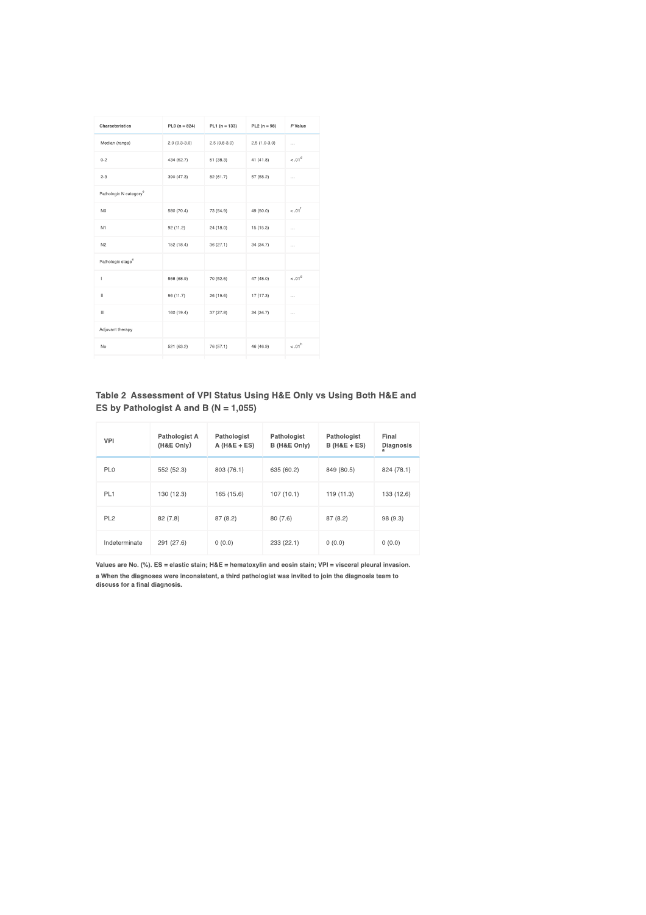| Characteristics | PL0 (n = 824) | PL1 (n = 133) | PL2 (n = 98) | *P* Value |
|---|---|---|---|---|
| Median (range) | 2.0 (0.3-3.0) | 2.5 (0.8-3.0) | 2.5 (1.0-3.0) | ... |
| 0-2 | 434 (52.7) | 51 (38.3) | 41 (41.8) | < .01[d] |
| 2-3 | 390 (47.3) | 82 (61.7) | 57 (58.2) | ... |
| Pathologic N category[e] | | | | |
| N0 | 580 (70.4) | 73 (54.9) | 49 (50.0) | < .01[f] |
| N1 | 92 (11.2) | 24 (18.0) | 15 (15.3) | ... |
| N2 | 152 (18.4) | 36 (27.1) | 34 (34.7) | ... |
| Pathologic stage[e] | | | | |
| I | 568 (68.9) | 70 (52.6) | 47 (48.0) | < .01[g] |
| II | 96 (11.7) | 26 (19.6) | 17 (17.3) | ... |
| III | 160 (19.4) | 37 (27.8) | 34 (34.7) | ... |
| Adjuvant therapy | | | | |
| No | 521 (63.2) | 76 (57.1) | 46 (46.9) | < .01[h] |

## Table 2 Assessment of VPI Status Using H&E Only vs Using Both H&E and ES by Pathologist A and B (N = 1,055)

| VPI | Pathologist A (H&E Only) | Pathologist A (H&E + ES) | Pathologist B (H&E Only) | Pathologist B (H&E + ES) | Final Diagnosis[a] |
|---|---|---|---|---|---|
| PL0 | 552 (52.3) | 803 (76.1) | 635 (60.2) | 849 (80.5) | 824 (78.1) |
| PL1 | 130 (12.3) | 165 (15.6) | 107 (10.1) | 119 (11.3) | 133 (12.6) |
| PL2 | 82 (7.8) | 87 (8.2) | 80 (7.6) | 87 (8.2) | 98 (9.3) |
| Indeterminate | 291 (27.6) | 0 (0.0) | 233 (22.1) | 0 (0.0) | 0 (0.0) |

**Values are No. (%). ES = elastic stain; H&E = hematoxylin and eosin stain; VPI = visceral pleural invasion.**

**a When the diagnoses were inconsistent, a third pathologist was invited to join the diagnosis team to discuss for a final diagnosis.**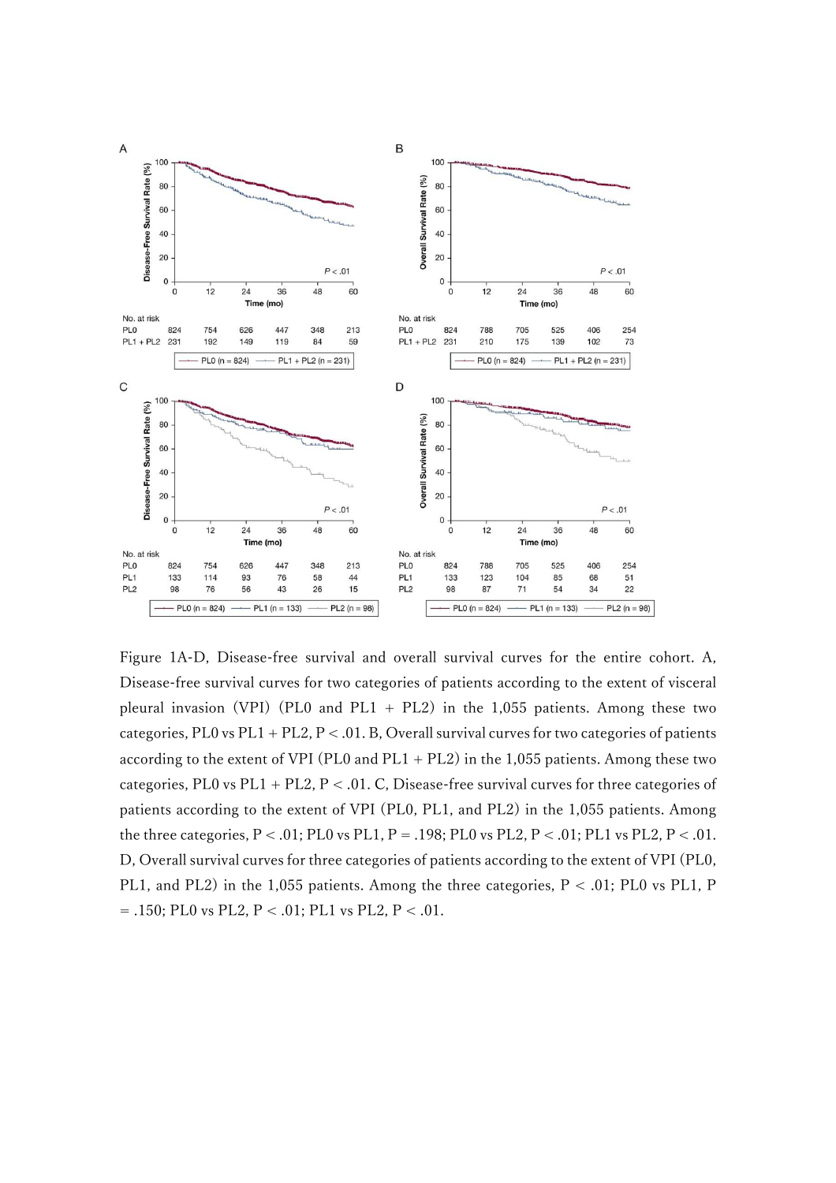Figure 1A-D, Disease-free survival and overall survival curves for the entire cohort. A, Disease-free survival curves for two categories of patients according to the extent of visceral pleural invasion (VPI) (PL0 and PL1 + PL2) in the 1,055 patients. Among these two categories, PL0 vs PL1 + PL2, P < .01. B, Overall survival curves for two categories of patients according to the extent of VPI (PL0 and PL1 + PL2) in the 1,055 patients. Among these two categories, PL0 vs PL1 + PL2, P < .01. C, Disease-free survival curves for three categories of patients according to the extent of VPI (PL0, PL1, and PL2) in the 1,055 patients. Among the three categories, P < .01; PL0 vs PL1, P = .198; PL0 vs PL2, P < .01; PL1 vs PL2, P < .01. D, Overall survival curves for three categories of patients according to the extent of VPI (PL0, PL1, and PL2) in the 1,055 patients. Among the three categories, P < .01; PL0 vs PL1, P = .150; PL0 vs PL2, P < .01; PL1 vs PL2, P < .01.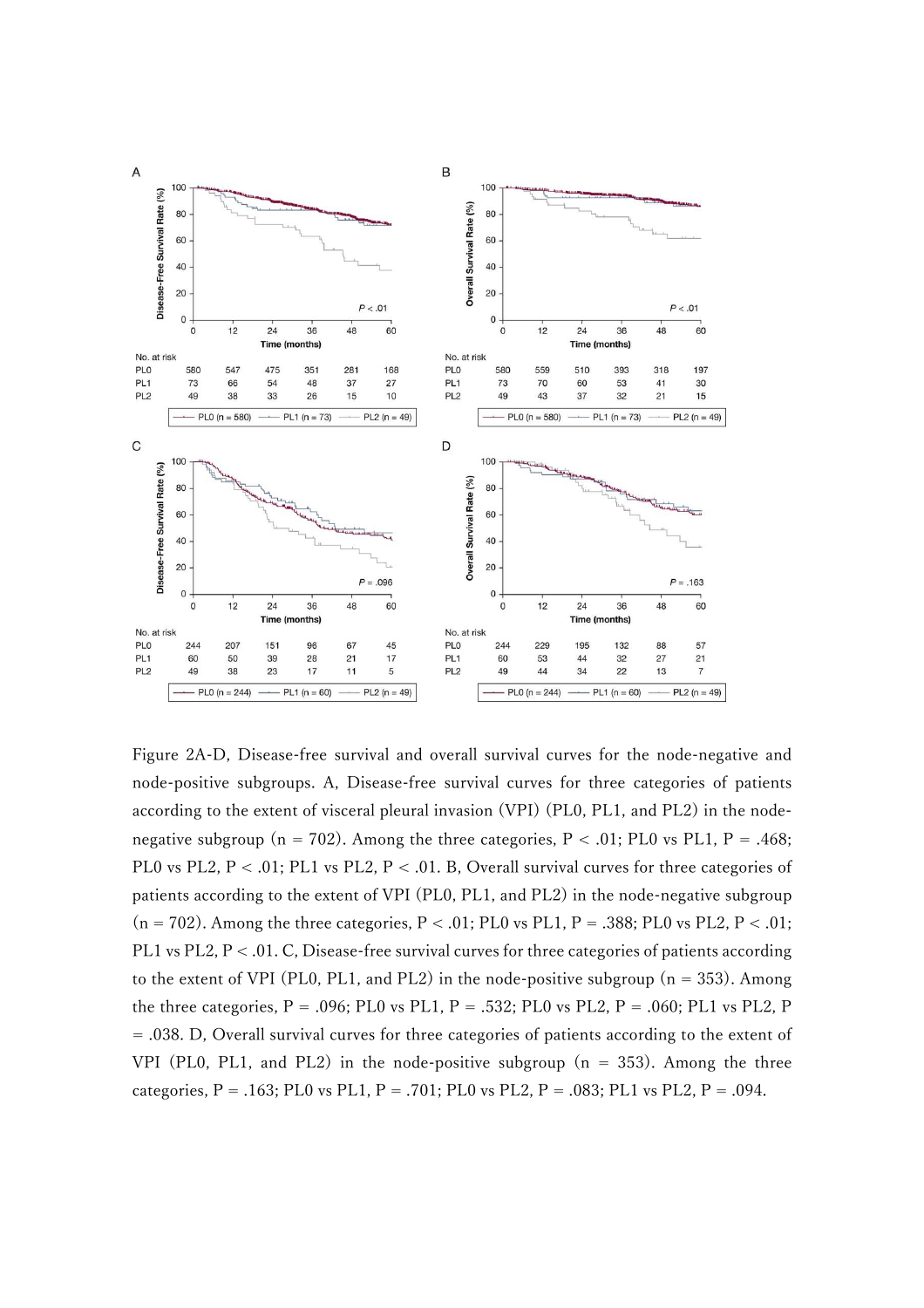Figure 2A-D, Disease-free survival and overall survival curves for the node-negative and node-positive subgroups. A, Disease-free survival curves for three categories of patients according to the extent of visceral pleural invasion (VPI) (PL0, PL1, and PL2) in the node-negative subgroup (n = 702). Among the three categories, P < .01; PL0 vs PL1, P = .468; PL0 vs PL2, P < .01; PL1 vs PL2, P < .01. B, Overall survival curves for three categories of patients according to the extent of VPI (PL0, PL1, and PL2) in the node-negative subgroup (n = 702). Among the three categories, P < .01; PL0 vs PL1, P = .388; PL0 vs PL2, P < .01; PL1 vs PL2, P < .01. C, Disease-free survival curves for three categories of patients according to the extent of VPI (PL0, PL1, and PL2) in the node-positive subgroup (n = 353). Among the three categories, P = .096; PL0 vs PL1, P = .532; PL0 vs PL2, P = .060; PL1 vs PL2, P = .038. D, Overall survival curves for three categories of patients according to the extent of VPI (PL0, PL1, and PL2) in the node-positive subgroup (n = 353). Among the three categories, P = .163; PL0 vs PL1, P = .701; PL0 vs PL2, P = .083; PL1 vs PL2, P = .094.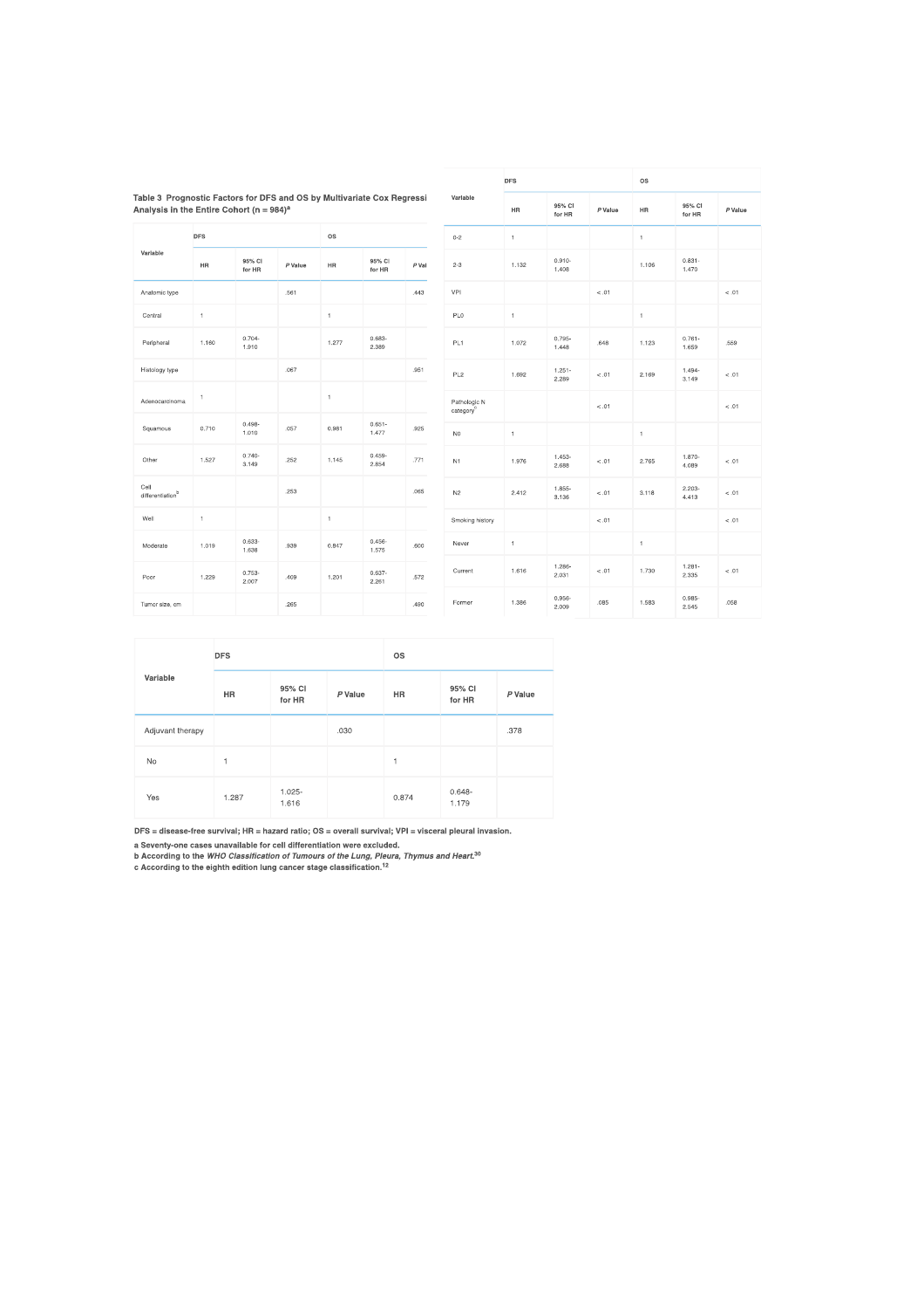**Table 3 Prognostic Factors for DFS and OS by Multivariate Cox Regression Analysis in the Entire Cohort (n = 984)[a]**

| Variable | DFS | | | OS | | |
|---|---|---|---|---|---|---|
| | HR | 95% CI for HR | *P* Value | HR | 95% CI for HR | *P* Value |
| Anatomic type | | | .561 | | | .443 |
| Central | 1 | | | 1 | | |
| Peripheral | 1.160 | 0.704-1.910 | | 1.277 | 0.683-2.389 | |
| Histology type | | | .067 | | | .951 |
| Adenocarcinoma | 1 | | | 1 | | |
| Squamous | 0.710 | 0.498-1.010 | .057 | 0.981 | 0.651-1.477 | .925 |
| Other | 1.527 | 0.740-3.149 | .252 | 1.145 | 0.459-2.854 | .771 |
| Cell differentiation[b] | | | .253 | | | .065 |
| Well | 1 | | | 1 | | |
| Moderate | 1.019 | 0.633-1.638 | .939 | 0.847 | 0.456-1.575 | .600 |
| Poor | 1.229 | 0.753-2.007 | .409 | 1.201 | 0.637-2.261 | .572 |
| Tumor size, cm | | | .265 | | | .490 |
| 0-2 | 1 | | | 1 | | |
| 2-3 | 1.132 | 0.910-1.408 | | 1.106 | 0.831-1.470 | |
| VPI | | | < .01 | | | < .01 |
| PL0 | 1 | | | 1 | | |
| PL1 | 1.072 | 0.795-1.448 | .648 | 1.123 | 0.761-1.659 | .559 |
| PL2 | 1.692 | 1.251-2.289 | < .01 | 2.169 | 1.494-3.149 | < .01 |
| Pathologic N category[c] | | | < .01 | | | < .01 |
| N0 | 1 | | | 1 | | |
| N1 | 1.976 | 1.453-2.688 | < .01 | 2.765 | 1.870-4.089 | < .01 |
| N2 | 2.412 | 1.855-3.136 | < .01 | 3.118 | 2.203-4.413 | < .01 |
| Smoking history | | | < .01 | | | < .01 |
| Never | 1 | | | 1 | | |
| Current | 1.616 | 1.286-2.031 | < .01 | 1.730 | 1.281-2.335 | < .01 |
| Former | 1.386 | 0.956-2.009 | .085 | 1.583 | 0.985-2.545 | .058 |
| Adjuvant therapy | | | .030 | | | .378 |
| No | 1 | | | 1 | | |
| Yes | 1.287 | 1.025-1.616 | | 0.874 | 0.648-1.179 | |

DFS = disease-free survival; HR = hazard ratio; OS = overall survival; VPI = visceral pleural invasion.

a Seventy-one cases unavailable for cell differentiation were excluded.

b According to the *WHO Classification of Tumours of the Lung, Pleura, Thymus and Heart*.[30]

c According to the eighth edition lung cancer stage classification.[12]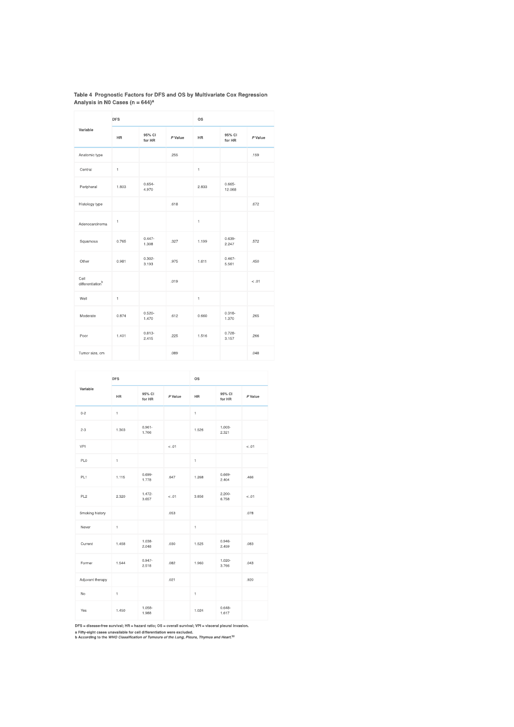**Table 4 Prognostic Factors for DFS and OS by Multivariate Cox Regression Analysis in N0 Cases (n = 644)[a]**

| Variable | DFS | | | OS | | |
|---|---|---|---|---|---|---|
| | HR | 95% CI for HR | *P* Value | HR | 95% CI for HR | *P* Value |
| Anatomic type | | | .255 | | | .159 |
| Central | 1 | | | 1 | | |
| Peripheral | 1.803 | 0.654-4.970 | | 2.833 | 0.665-12.068 | |
| Histology type | | | .618 | | | .672 |
| Adenocarcinoma | 1 | | | 1 | | |
| Squamous | 0.765 | 0.447-1.308 | .327 | 1.199 | 0.639-2.247 | .572 |
| Other | 0.981 | 0.302-3.193 | .975 | 1.611 | 0.467-5.561 | .450 |
| Cell differentiation[b] | | | .019 | | | < .01 |
| Well | 1 | | | 1 | | |
| Moderate | 0.874 | 0.520-1.470 | .612 | 0.660 | 0.318-1.370 | .265 |
| Poor | 1.401 | 0.813-2.415 | .225 | 1.516 | 0.728-3.157 | .266 |
| Tumor size, cm | | | .089 | | | .048 |
| 0-2 | 1 | | | 1 | | |
| 2-3 | 1.303 | 0.961-1.766 | | 1.526 | 1.003-2.321 | |
| VPI | | | < .01 | | | < .01 |
| PL0 | 1 | | | 1 | | |
| PL1 | 1.115 | 0.699-1.778 | .647 | 1.268 | 0.669-2.404 | .466 |
| PL2 | 2.320 | 1.472-3.657 | < .01 | 3.856 | 2.200-6.758 | < .01 |
| Smoking history | | | .053 | | | .078 |
| Never | 1 | | | 1 | | |
| Current | 1.458 | 1.038-2.048 | .030 | 1.525 | 0.946-2.459 | .083 |
| Former | 1.544 | 0.947-2.518 | .082 | 1.960 | 1.020-3.766 | .043 |
| Adjuvant therapy | | | .021 | | | .920 |
| No | 1 | | | 1 | | |
| Yes | 1.450 | 1.058-1.988 | | 1.024 | 0.648-1.617 | |

DFS = disease-free survival; HR = hazard ratio; OS = overall survival; VPI = visceral pleural invasion.

a Fifty-eight cases unavailable for cell differentiation were excluded.

b According to the *WHO Classification of Tumours of the Lung, Pleura, Thymus and Heart*.[30]